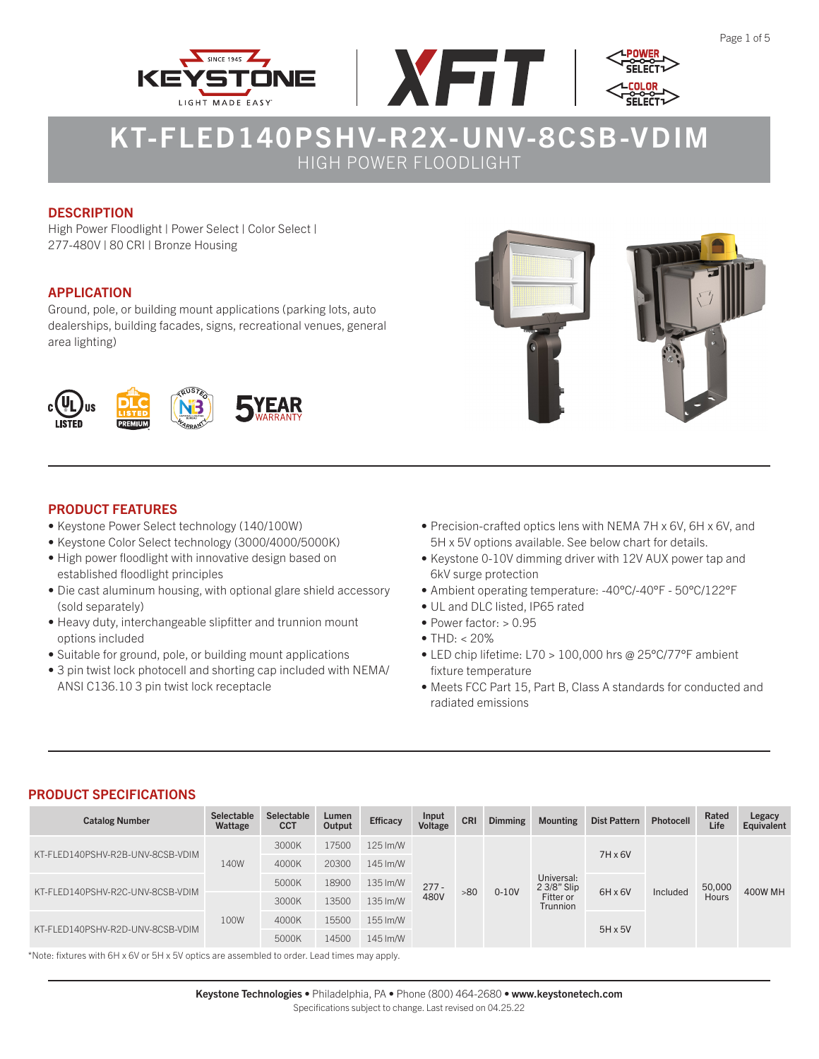# KT-FLED140PSHV-R2X-UNV-8CSB-VDIM

HIGH POWER FLOODLIGHT

## DESCRIPTION

High Power Floodlight | Power Select | Color Select | 277-480V | 80 CRI | Bronze Housing

## APPLICATION

Ground, pole, or building mount applications (parking lots, auto dealerships, building facades, signs, recreational venues, general area lighting)

## PRODUCT FEATURES

- Keystone Power Select technology (140/100W)
- Keystone Color Select technology (3000/4000/5000K)
- High power floodlight with innovative design based on established floodlight principles
- Die cast aluminum housing, with optional glare shield accessory (sold separately)
- Heavy duty, interchangeable slipfitter and trunnion mount options included
- Suitable for ground, pole, or building mount applications
- 3 pin twist lock photocell and shorting cap included with NEMA/ ANSI C136.10 3 pin twist lock receptacle
- Precision-crafted optics lens with NEMA 7H x 6V, 6H x 6V, and 5H x 5V options available. See below chart for details.
- Keystone 0-10V dimming driver with 12V AUX power tap and 6kV surge protection
- Ambient operating temperature: -40°C/-40°F - 50°C/122°F
- UL and DLC listed, IP65 rated
- Power factor: > 0.95
- THD: < 20%
- LED chip lifetime: L70 > 100,000 hrs @ 25°C/77°F ambient fixture temperature
- Meets FCC Part 15, Part B, Class A standards for conducted and radiated emissions

## PRODUCT SPECIFICATIONS

| Catalog Number | Selectable Wattage | Selectable CCT | Lumen Output | Efficacy | Input Voltage | CRI | Dimming | Mounting | Dist Pattern | Photocell | Rated Life | Legacy Equivalent |
|---|---|---|---|---|---|---|---|---|---|---|---|---|
| KT-FLED140PSHV-R2B-UNV-8CSB-VDIM | 140W | 3000K | 17500 | 125 lm/W | 277 - 480V | >80 | 0-10V | Universal: 2 3/8" Slip Fitter or Trunnion | 7H x 6V | Included | 50,000 Hours | 400W MH |
| | | 4000K | 20300 | 145 lm/W | | | | | | | | |
| KT-FLED140PSHV-R2C-UNV-8CSB-VDIM | | 5000K | 18900 | 135 lm/W | | | | | 6H x 6V | | | |
| | 100W | 3000K | 13500 | 135 lm/W | | | | | | | | |
| KT-FLED140PSHV-R2D-UNV-8CSB-VDIM | | 4000K | 15500 | 155 lm/W | | | | | 5H x 5V | | | |
| | | 5000K | 14500 | 145 lm/W | | | | | | | | |

*Note: fixtures with 6H x 6V or 5H x 5V optics are assembled to order. Lead times may apply.

**Keystone Technologies** • Philadelphia, PA • Phone (800) 464-2680 • **www.keystonetech.com**

Specifications subject to change. Last revised on 04.25.22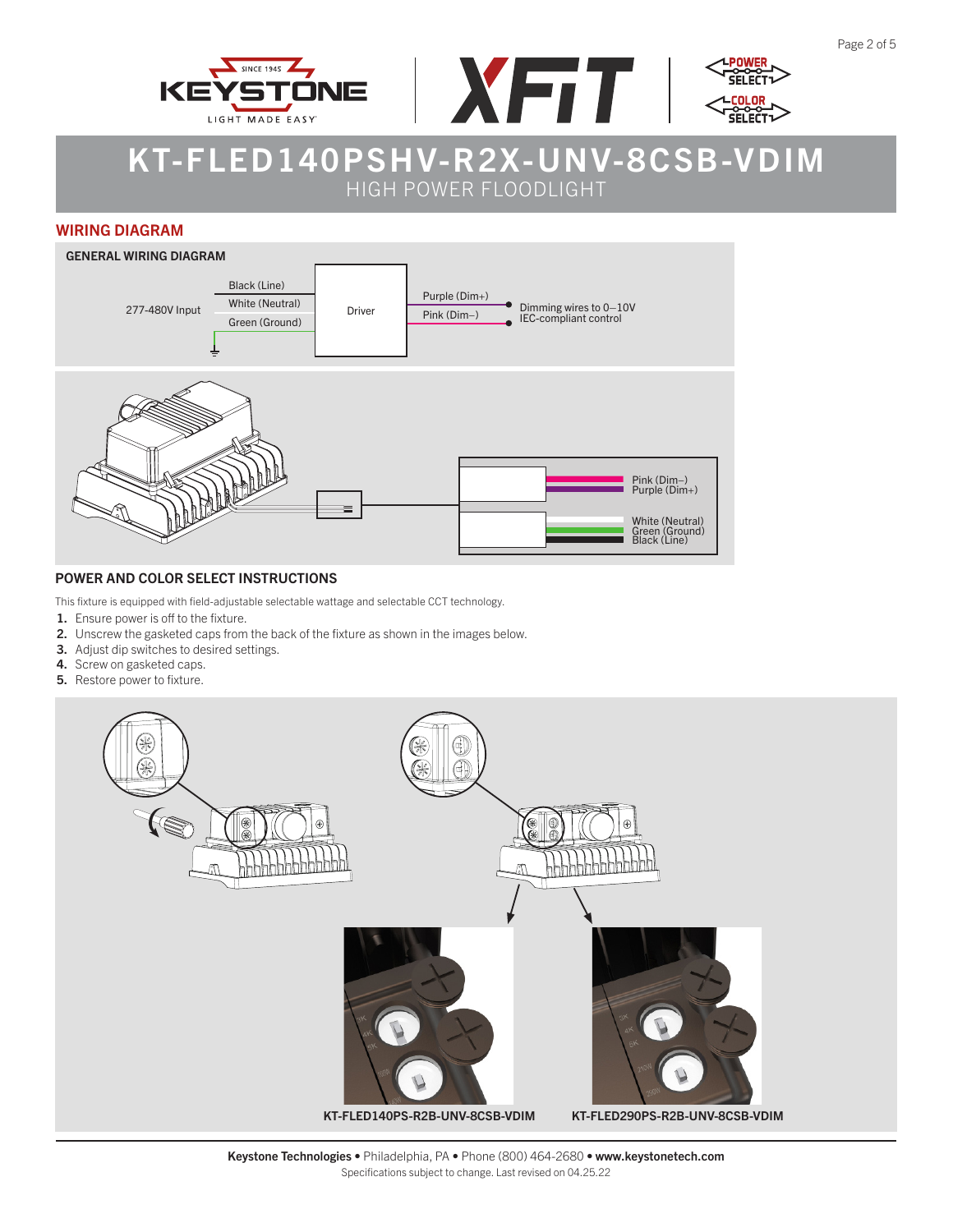# KT-FLED140PSHV-R2X-UNV-8CSB-VDIM

HIGH POWER FLOODLIGHT

## WIRING DIAGRAM

### GENERAL WIRING DIAGRAM

277-480V Input

Black (Line)
White (Neutral)
Green (Ground)

Driver

Purple (Dim+)
Pink (Dim–)

Dimming wires to 0–10V IEC-compliant control

Pink (Dim–)
Purple (Dim+)

White (Neutral)
Green (Ground)
Black (Line)

### POWER AND COLOR SELECT INSTRUCTIONS

This fixture is equipped with field-adjustable selectable wattage and selectable CCT technology.

1. Ensure power is off to the fixture.
2. Unscrew the gasketed caps from the back of the fixture as shown in the images below.
3. Adjust dip switches to desired settings.
4. Screw on gasketed caps.
5. Restore power to fixture.

KT-FLED140PS-R2B-UNV-8CSB-VDIM

KT-FLED290PS-R2B-UNV-8CSB-VDIM

**Keystone Technologies** • Philadelphia, PA • Phone (800) 464-2680 • **www.keystonetech.com**

Specifications subject to change. Last revised on 04.25.22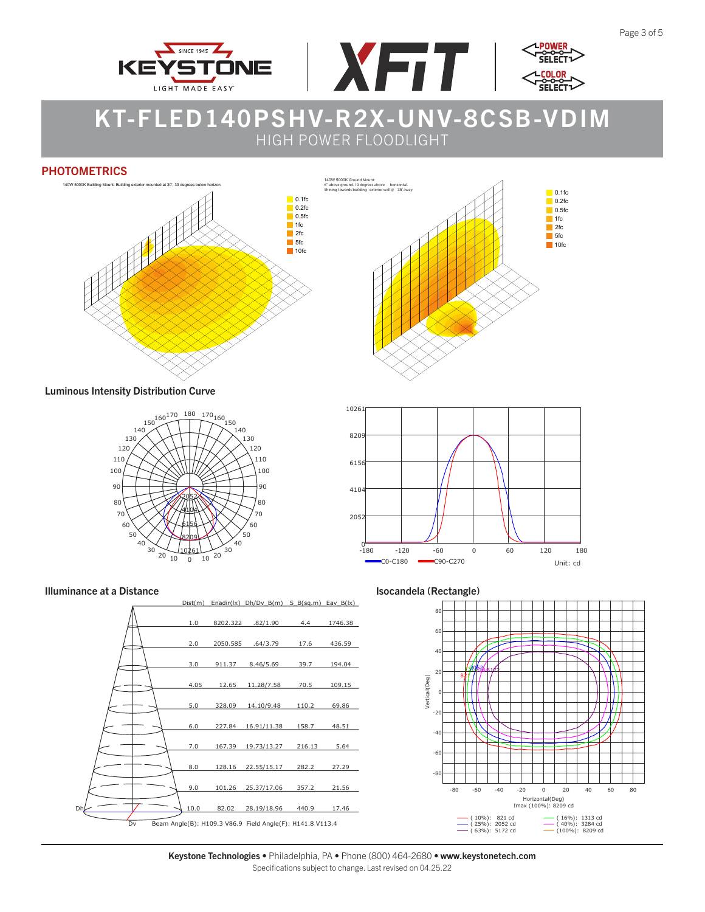# KT-FLED140PSHV-R2X-UNV-8CSB-VDIM

HIGH POWER FLOODLIGHT

## PHOTOMETRICS

140W 5000K Building Mount: Building exterior mounted at 30', 30 degrees below horizon

0.1fc
0.2fc
0.5fc
1fc
2fc
5fc
10fc

140W 5000K Ground Mount:
6" above ground. 10 degrees above horizontal.
Shining towards building exterior wall @ 35' away

0.1fc
0.2fc
0.5fc
1fc
2fc
5fc
10fc

### Luminous Intensity Distribution Curve

C0-C180
C90-C270

Unit: cd

### Illuminance at a Distance

| Dist(m) | Enadir(lx) | Dh/Dv_B(m) | S_B(sq.m) | Eav_B(lx) |
|---|---|---|---|---|
| 1.0 | 8202.322 | .82/1.90 | 4.4 | 1746.38 |
| 2.0 | 2050.585 | .64/3.79 | 17.6 | 436.59 |
| 3.0 | 911.37 | 8.46/5.69 | 39.7 | 194.04 |
| 4.05 | 12.65 | 11.28/7.58 | 70.5 | 109.15 |
| 5.0 | 328.09 | 14.10/9.48 | 110.2 | 69.86 |
| 6.0 | 227.84 | 16.91/11.38 | 158.7 | 48.51 |
| 7.0 | 167.39 | 19.73/13.27 | 216.13 | 5.64 |
| 8.0 | 128.16 | 22.55/15.17 | 282.2 | 27.29 |
| 9.0 | 101.26 | 25.37/17.06 | 357.2 | 21.56 |
| 10.0 | 82.02 | 28.19/18.96 | 440.9 | 17.46 |

Beam Angle(B): H109.3 V86.9 Field Angle(F): H141.8 V113.4

### Isocandela (Rectangle)

Horizontal(Deg)
Imax (100%): 8209 cd

( 10%): 821 cd
( 25%): 2052 cd
( 63%): 5172 cd
( 16%): 1313 cd
( 40%): 3284 cd
(100%): 8209 cd

**Keystone Technologies** • Philadelphia, PA • Phone (800) 464-2680 • **www.keystonetech.com**

Specifications subject to change. Last revised on 04.25.22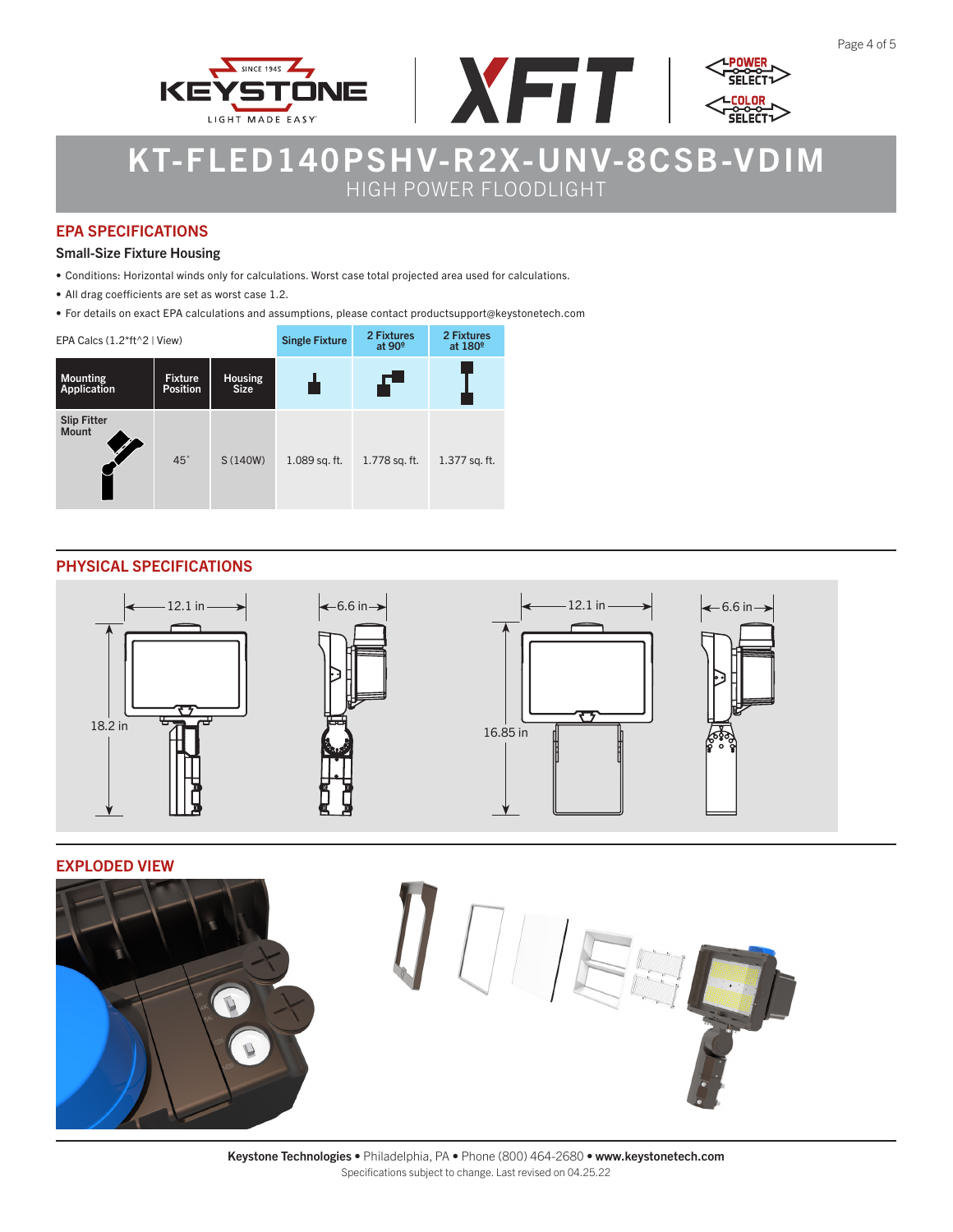# KT-FLED140PSHV-R2X-UNV-8CSB-VDIM

HIGH POWER FLOODLIGHT

## EPA SPECIFICATIONS

### Small-Size Fixture Housing

- Conditions: Horizontal winds only for calculations. Worst case total projected area used for calculations.
- All drag coefficients are set as worst case 1.2.
- For details on exact EPA calculations and assumptions, please contact productsupport@keystonetech.com

| EPA Calcs (1.2*ft^2 \| View) | | | Single Fixture | 2 Fixtures at 90º | 2 Fixtures at 180º |
|---|---|---|---|---|---|
| Mounting Application | Fixture Position | Housing Size | | | |
| Slip Fitter Mount | 45˚ | S (140W) | 1.089 sq. ft. | 1.778 sq. ft. | 1.377 sq. ft. |

## PHYSICAL SPECIFICATIONS

12.1 in | 6.6 in | 18.2 in | 12.1 in | 6.6 in | 16.85 in

## EXPLODED VIEW

**Keystone Technologies** • Philadelphia, PA • Phone (800) 464-2680 • **www.keystonetech.com**

Specifications subject to change. Last revised on 04.25.22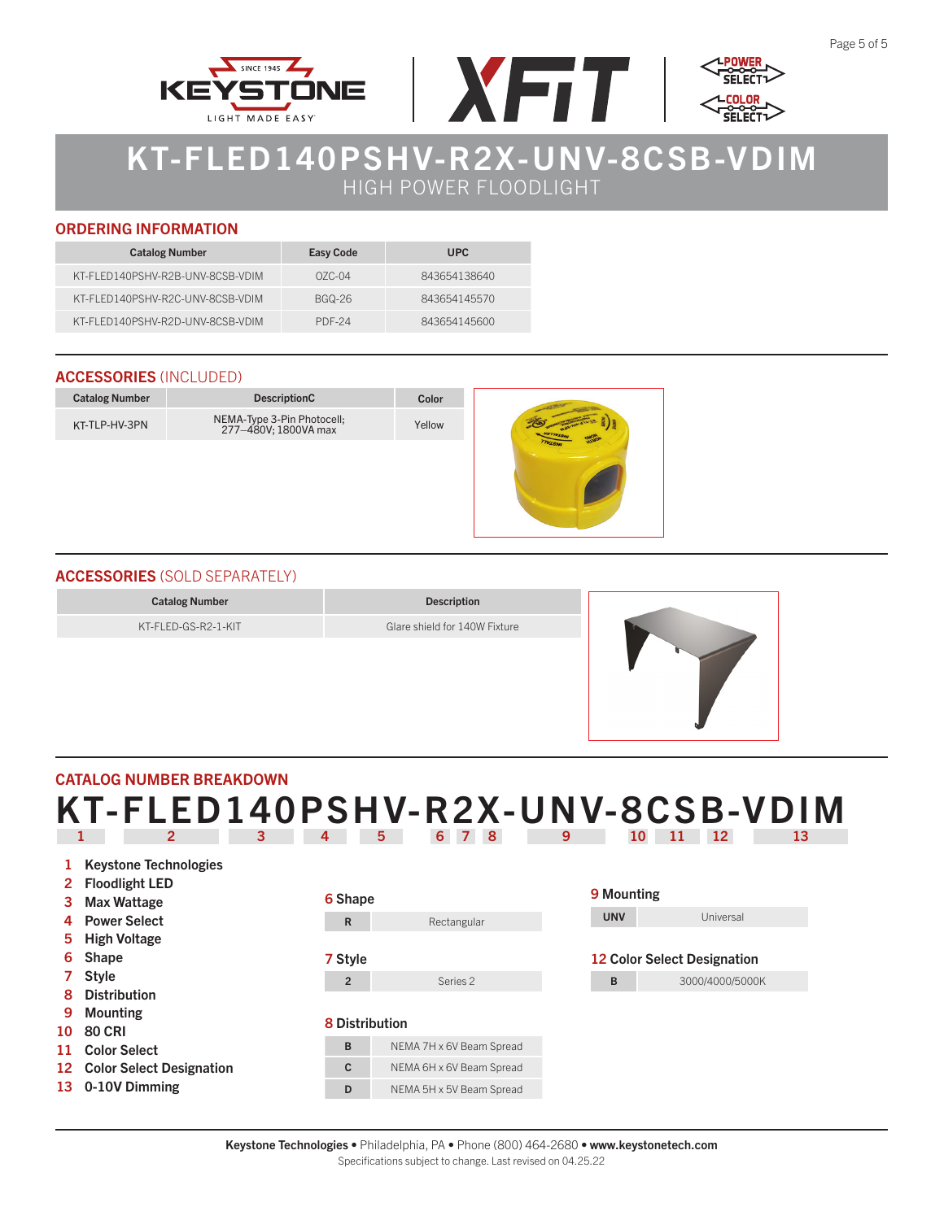# KT-FLED140PSHV-R2X-UNV-8CSB-VDIM

HIGH POWER FLOODLIGHT

## ORDERING INFORMATION

| Catalog Number | Easy Code | UPC |
|---|---|---|
| KT-FLED140PSHV-R2B-UNV-8CSB-VDIM | OZC-04 | 843654138640 |
| KT-FLED140PSHV-R2C-UNV-8CSB-VDIM | BGQ-26 | 843654145570 |
| KT-FLED140PSHV-R2D-UNV-8CSB-VDIM | PDF-24 | 843654145600 |

## ACCESSORIES (INCLUDED)

| Catalog Number | DescriptionC | Color |
|---|---|---|
| KT-TLP-HV-3PN | NEMA-Type 3-Pin Photocell; 277–480V; 1800VA max | Yellow |

## ACCESSORIES (SOLD SEPARATELY)

| Catalog Number | Description |
|---|---|
| KT-FLED-GS-R2-1-KIT | Glare shield for 140W Fixture |

## CATALOG NUMBER BREAKDOWN

**KT-FLED140PSHV-R2X-UNV-8CSB-VDIM**

1 KT · 2 FLED · 3 140 · 4 PS · 5 HV · 6 R · 7 2 · 8 X · 9 UNV · 10 8 · 11 CS · 12 B · 13 VDIM

1. Keystone Technologies
2. Floodlight LED
3. Max Wattage
4. Power Select
5. High Voltage
6. Shape
7. Style
8. Distribution
9. Mounting
10. 80 CRI
11. Color Select
12. Color Select Designation
13. 0-10V Dimming

**6 Shape**

| | |
|---|---|
| R | Rectangular |

**7 Style**

| | |
|---|---|
| 2 | Series 2 |

**8 Distribution**

| | |
|---|---|
| B | NEMA 7H x 6V Beam Spread |
| C | NEMA 6H x 6V Beam Spread |
| D | NEMA 5H x 5V Beam Spread |

**9 Mounting**

| | |
|---|---|
| UNV | Universal |

**12 Color Select Designation**

| | |
|---|---|
| B | 3000/4000/5000K |

**Keystone Technologies** • Philadelphia, PA • Phone (800) 464-2680 • **www.keystonetech.com**

Specifications subject to change. Last revised on 04.25.22